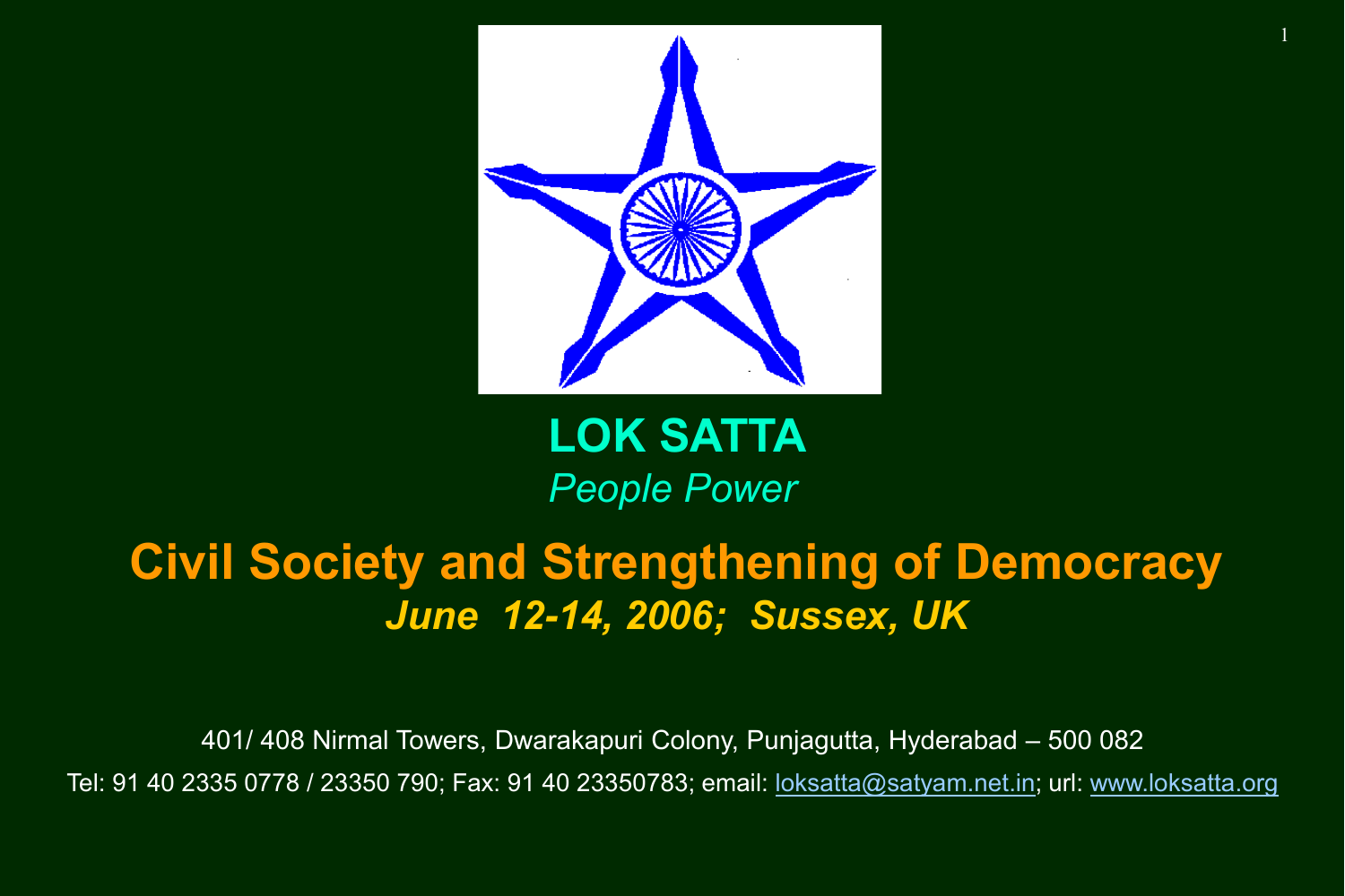# LOK SATTA

*People Power*

## Civil Society and Strengthening of Democracy

***June 12-14, 2006; Sussex, UK***

401/ 408 Nirmal Towers, Dwarakapuri Colony, Punjagutta, Hyderabad – 500 082

Tel: 91 40 2335 0778 / 23350 790; Fax: 91 40 23350783; email: loksatta@satyam.net.in; url: www.loksatta.org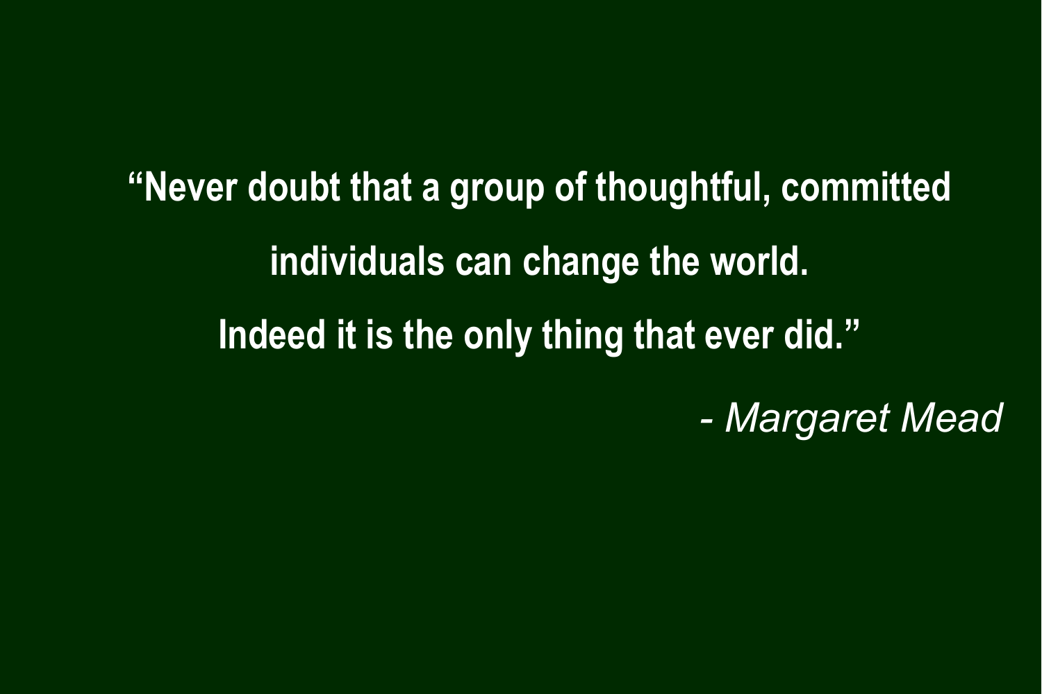**"Never doubt that a group of thoughtful, committed individuals can change the world. Indeed it is the only thing that ever did."**

*- Margaret Mead*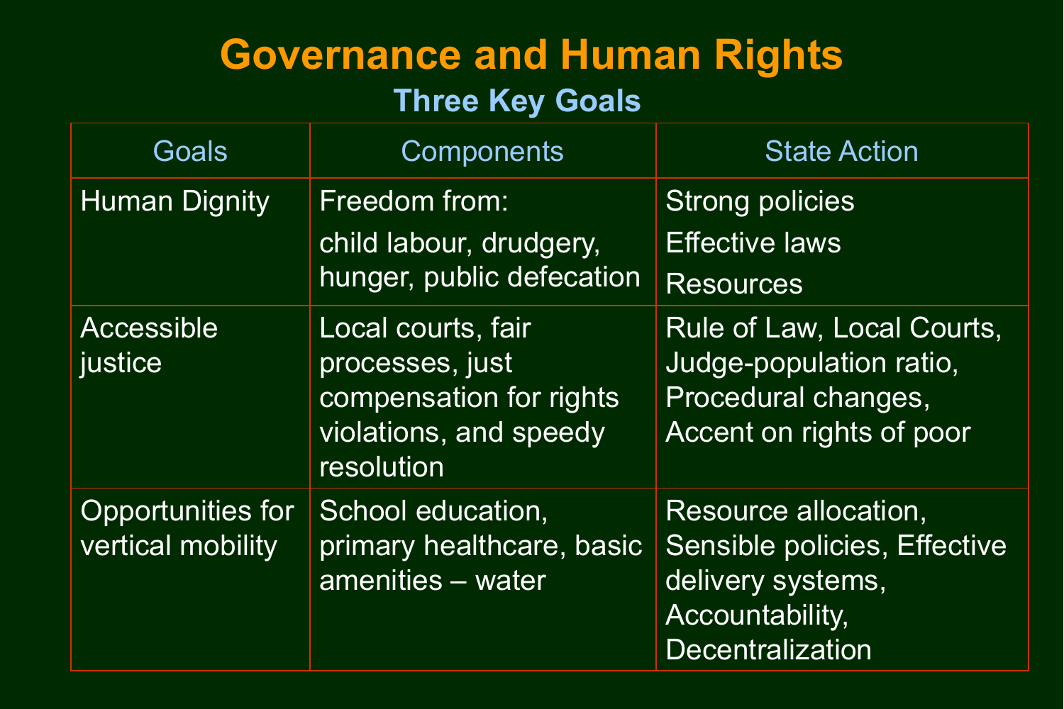# Governance and Human Rights

## Three Key Goals

| Goals | Components | State Action |
|---|---|---|
| Human Dignity | Freedom from: child labour, drudgery, hunger, public defecation | Strong policies<br>Effective laws<br>Resources |
| Accessible justice | Local courts, fair processes, just compensation for rights violations, and speedy resolution | Rule of Law, Local Courts, Judge-population ratio, Procedural changes, Accent on rights of poor |
| Opportunities for vertical mobility | School education, primary healthcare, basic amenities – water | Resource allocation, Sensible policies, Effective delivery systems, Accountability, Decentralization |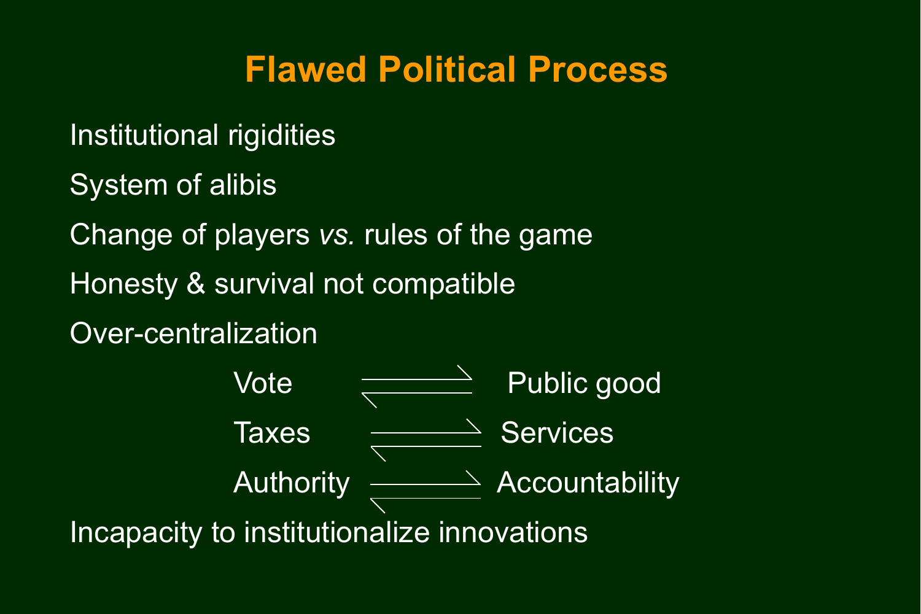# Flawed Political Process

Institutional rigidities

System of alibis

Change of players *vs.* rules of the game

Honesty & survival not compatible

Over-centralization

Vote ⇌ Public good

Taxes ⇌ Services

Authority ⇌ Accountability

Incapacity to institutionalize innovations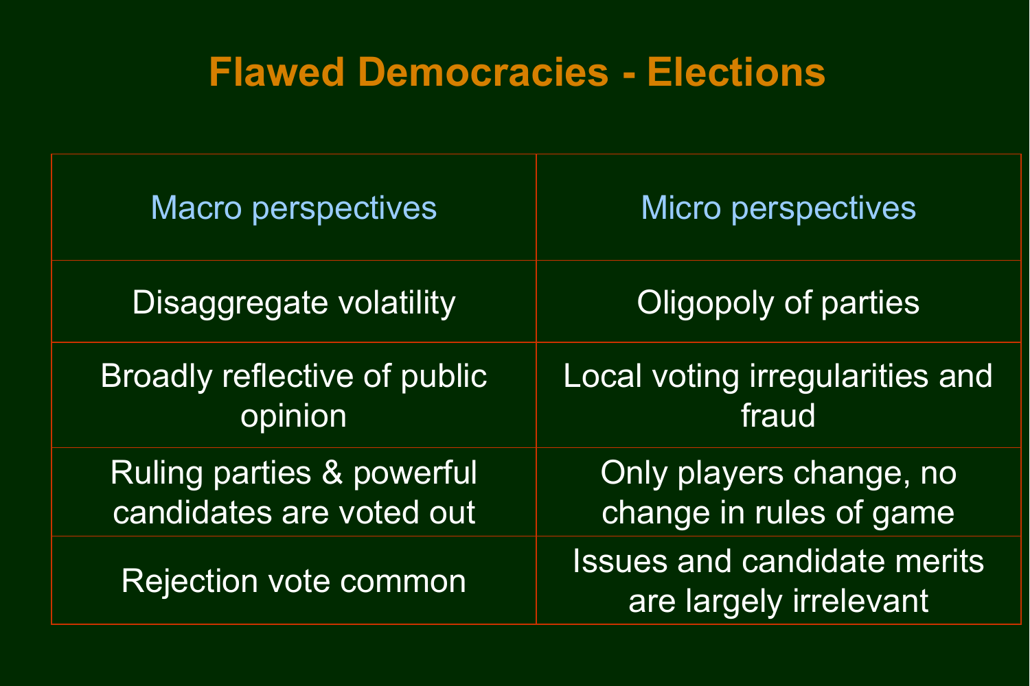# Flawed Democracies - Elections

| Macro perspectives | Micro perspectives |
|---|---|
| Disaggregate volatility | Oligopoly of parties |
| Broadly reflective of public opinion | Local voting irregularities and fraud |
| Ruling parties & powerful candidates are voted out | Only players change, no change in rules of game |
| Rejection vote common | Issues and candidate merits are largely irrelevant |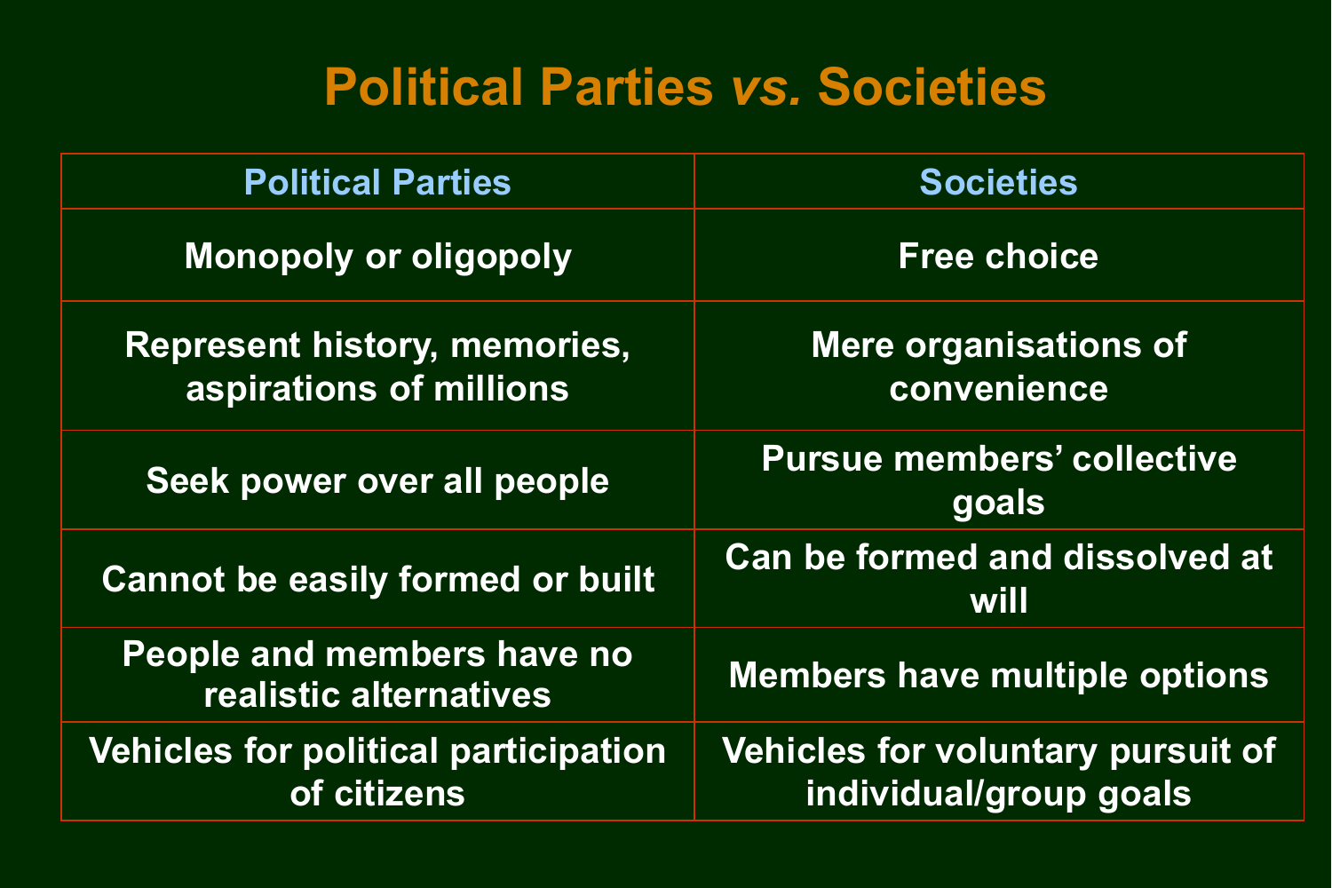# Political Parties *vs.* Societies

| Political Parties | Societies |
|---|---|
| Monopoly or oligopoly | Free choice |
| Represent history, memories, aspirations of millions | Mere organisations of convenience |
| Seek power over all people | Pursue members' collective goals |
| Cannot be easily formed or built | Can be formed and dissolved at will |
| People and members have no realistic alternatives | Members have multiple options |
| Vehicles for political participation of citizens | Vehicles for voluntary pursuit of individual/group goals |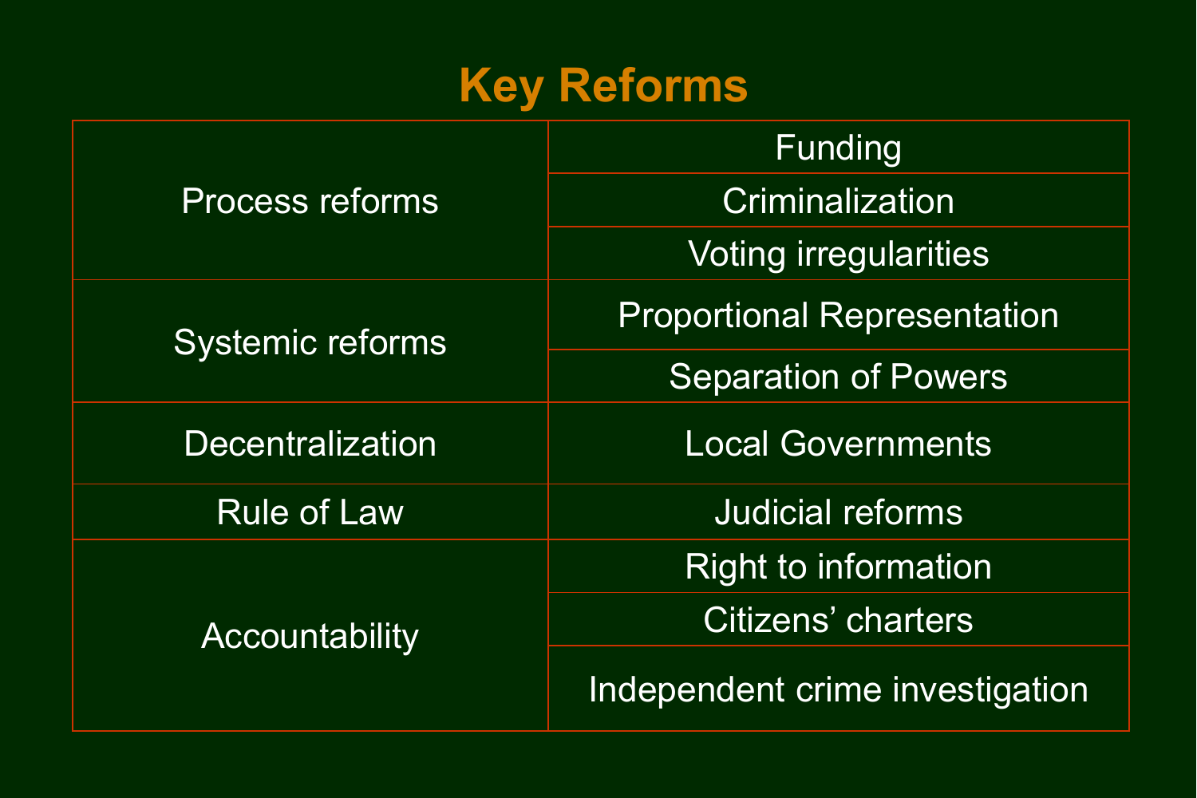# Key Reforms

| | |
|---|---|
| Process reforms | Funding |
| | Criminalization |
| | Voting irregularities |
| Systemic reforms | Proportional Representation |
| | Separation of Powers |
| Decentralization | Local Governments |
| Rule of Law | Judicial reforms |
| Accountability | Right to information |
| | Citizens' charters |
| | Independent crime investigation |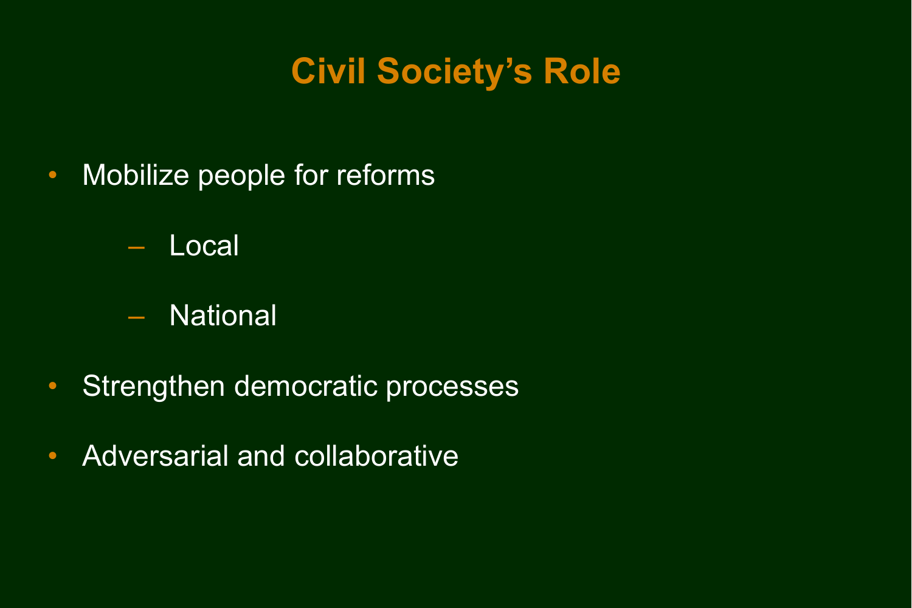# Civil Society's Role

- Mobilize people for reforms
  - Local
  - National
- Strengthen democratic processes
- Adversarial and collaborative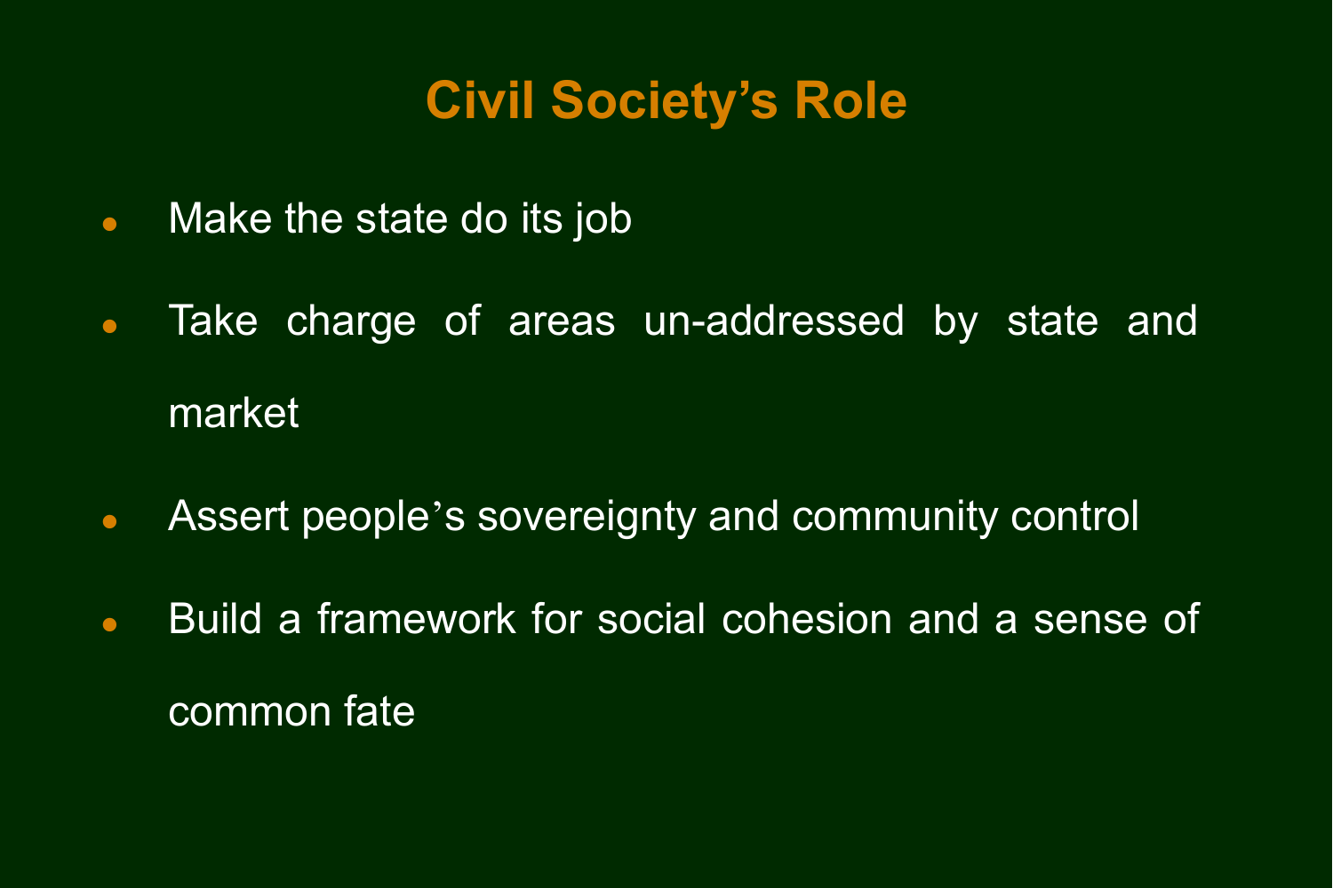# Civil Society's Role

- Make the state do its job
- Take charge of areas un-addressed by state and market
- Assert people's sovereignty and community control
- Build a framework for social cohesion and a sense of common fate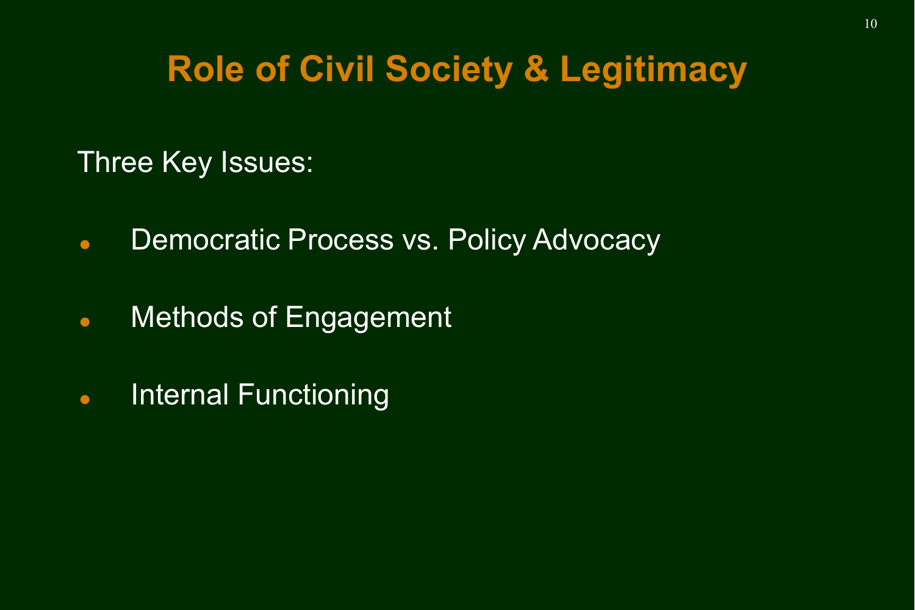# Role of Civil Society & Legitimacy

Three Key Issues:

- Democratic Process vs. Policy Advocacy
- Methods of Engagement
- Internal Functioning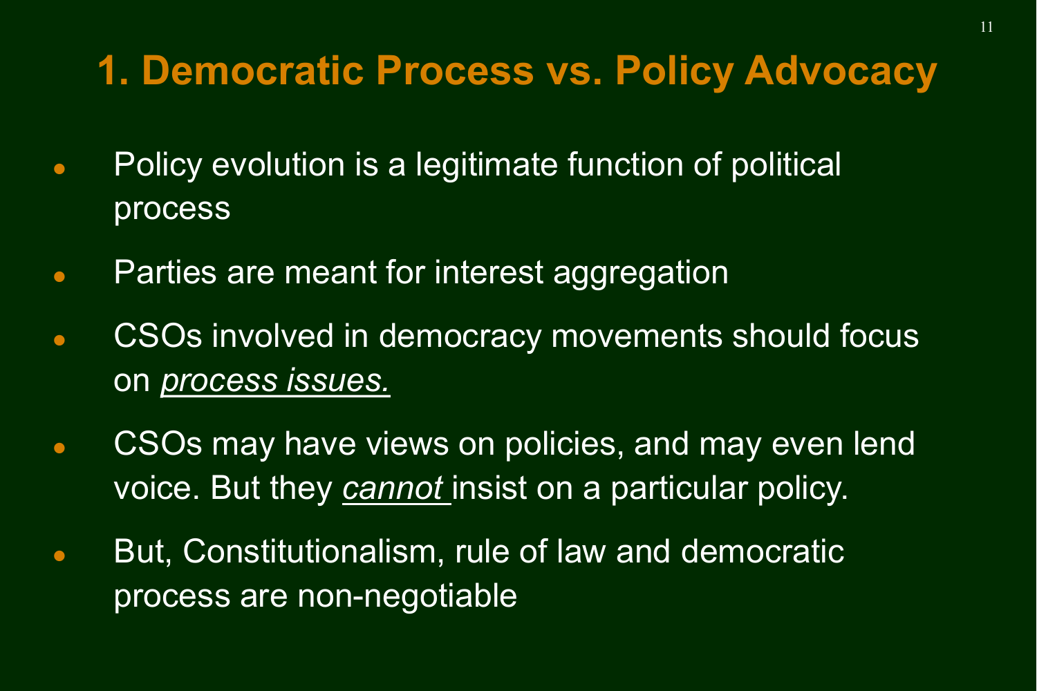# 1. Democratic Process vs. Policy Advocacy

- Policy evolution is a legitimate function of political process
- Parties are meant for interest aggregation
- CSOs involved in democracy movements should focus on *process issues.*
- CSOs may have views on policies, and may even lend voice. But they *cannot* insist on a particular policy.
- But, Constitutionalism, rule of law and democratic process are non-negotiable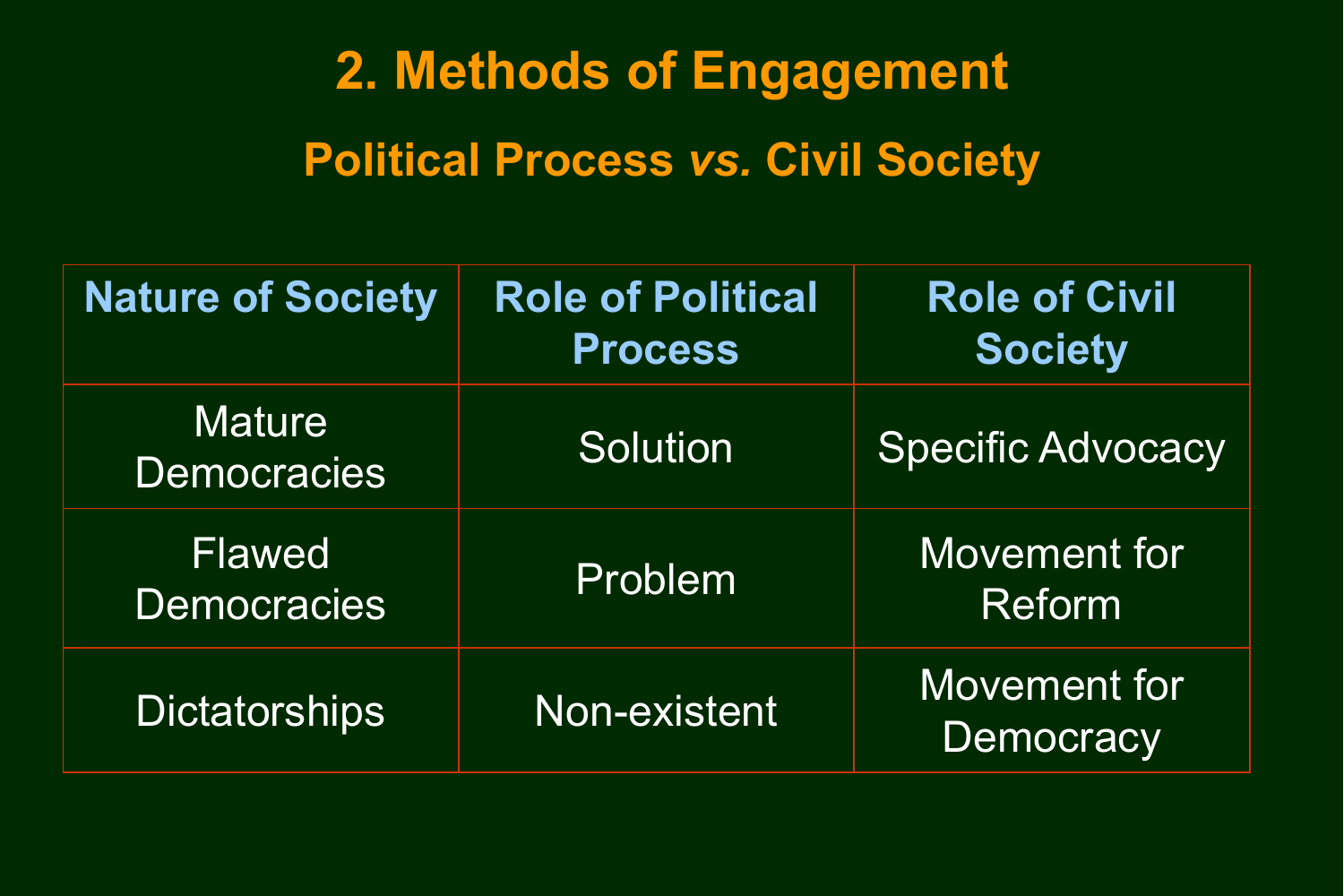# 2. Methods of Engagement

## Political Process *vs.* Civil Society

| Nature of Society | Role of Political Process | Role of Civil Society |
|---|---|---|
| Mature Democracies | Solution | Specific Advocacy |
| Flawed Democracies | Problem | Movement for Reform |
| Dictatorships | Non-existent | Movement for Democracy |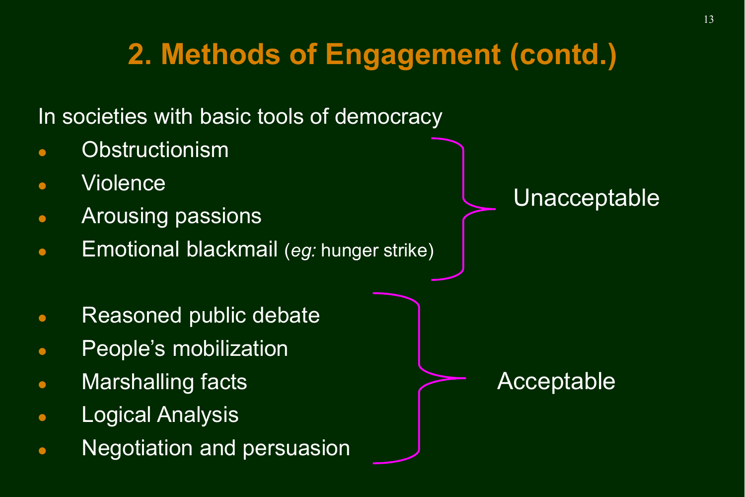# 2. Methods of Engagement (contd.)

In societies with basic tools of democracy

- Obstructionism
- Violence
- Arousing passions
- Emotional blackmail (*eg:* hunger strike)

Unacceptable

- Reasoned public debate
- People's mobilization
- Marshalling facts
- Logical Analysis
- Negotiation and persuasion

Acceptable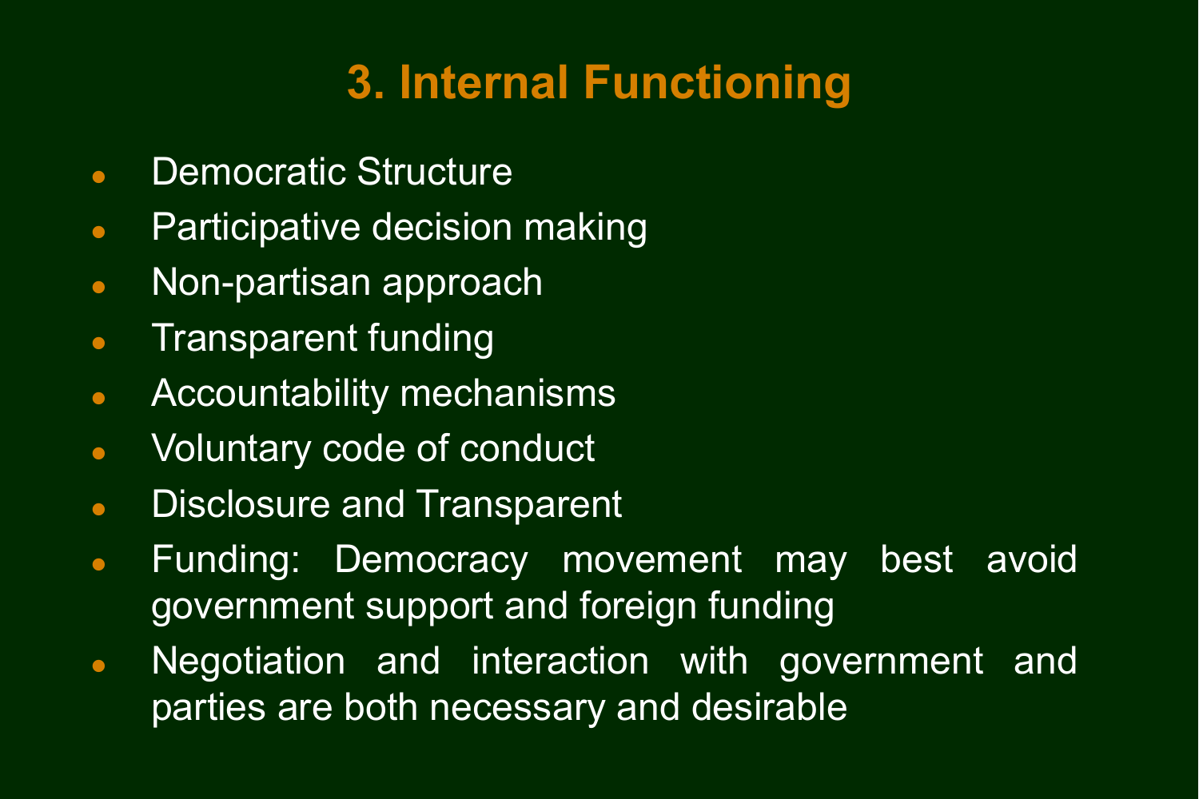# 3. Internal Functioning

- Democratic Structure
- Participative decision making
- Non-partisan approach
- Transparent funding
- Accountability mechanisms
- Voluntary code of conduct
- Disclosure and Transparent
- Funding: Democracy movement may best avoid government support and foreign funding
- Negotiation and interaction with government and parties are both necessary and desirable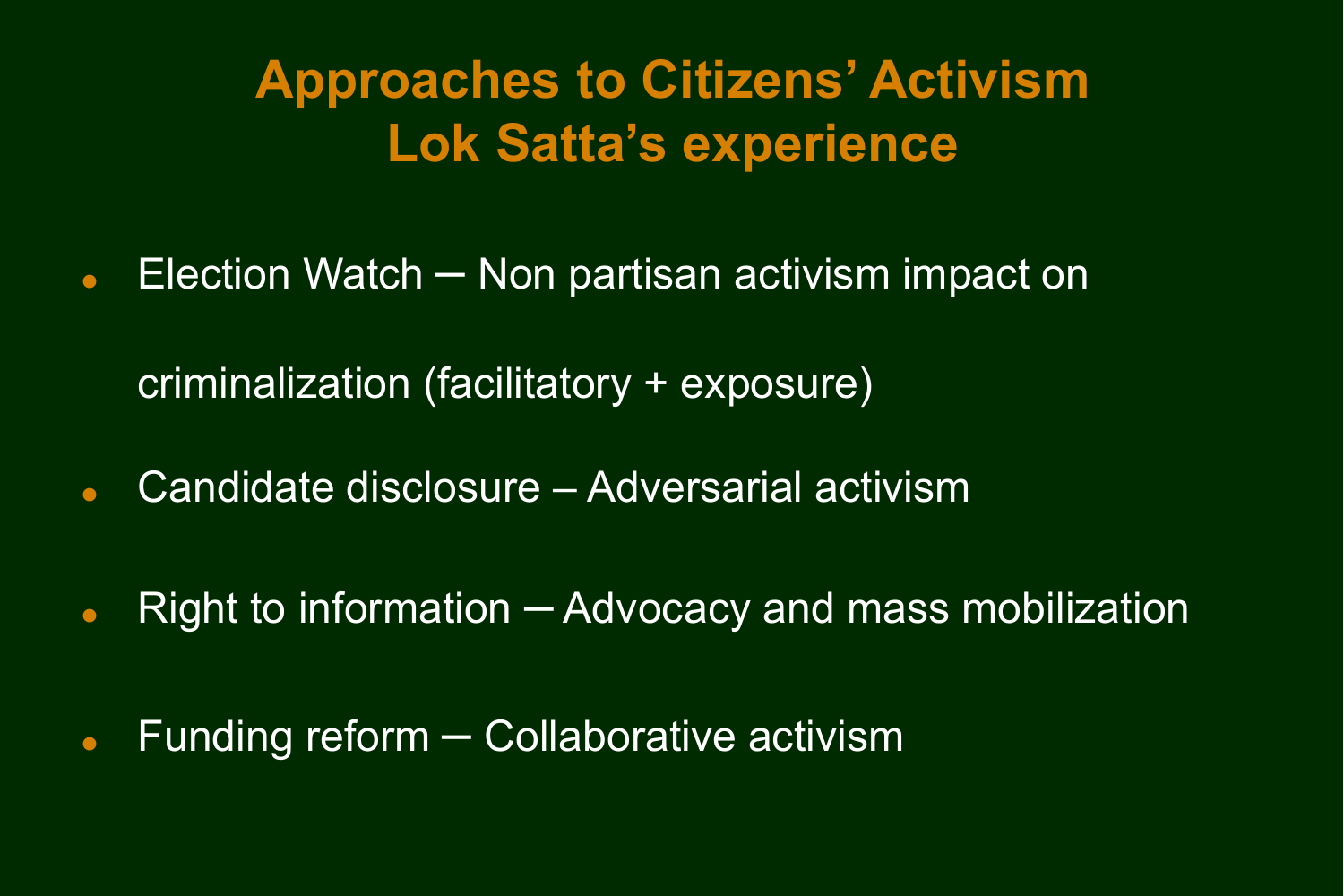# Approaches to Citizens' Activism
# Lok Satta's experience

- Election Watch – Non partisan activism impact on criminalization (facilitatory + exposure)
- Candidate disclosure – Adversarial activism
- Right to information – Advocacy and mass mobilization
- Funding reform – Collaborative activism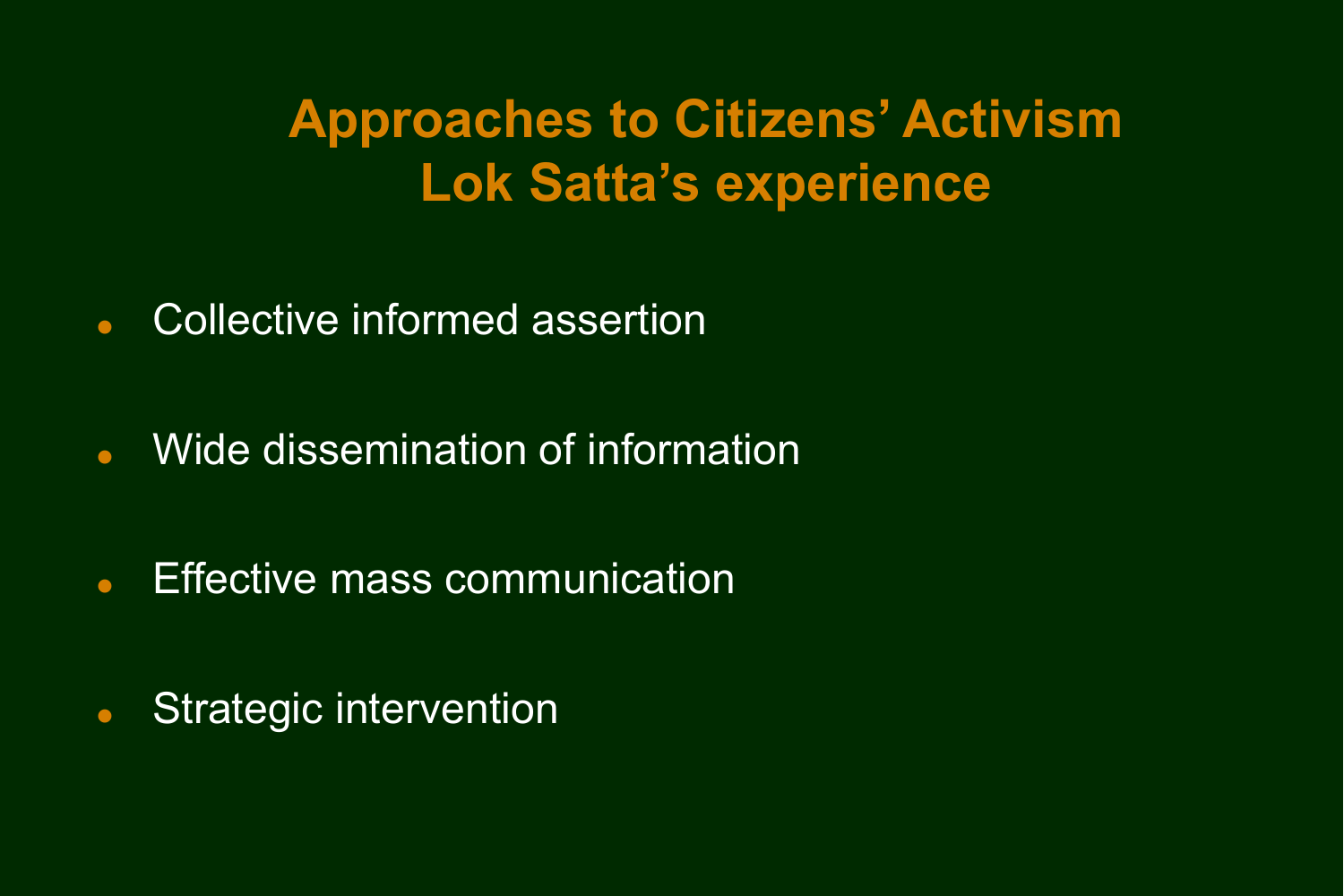# Approaches to Citizens' Activism
# Lok Satta's experience

- Collective informed assertion
- Wide dissemination of information
- Effective mass communication
- Strategic intervention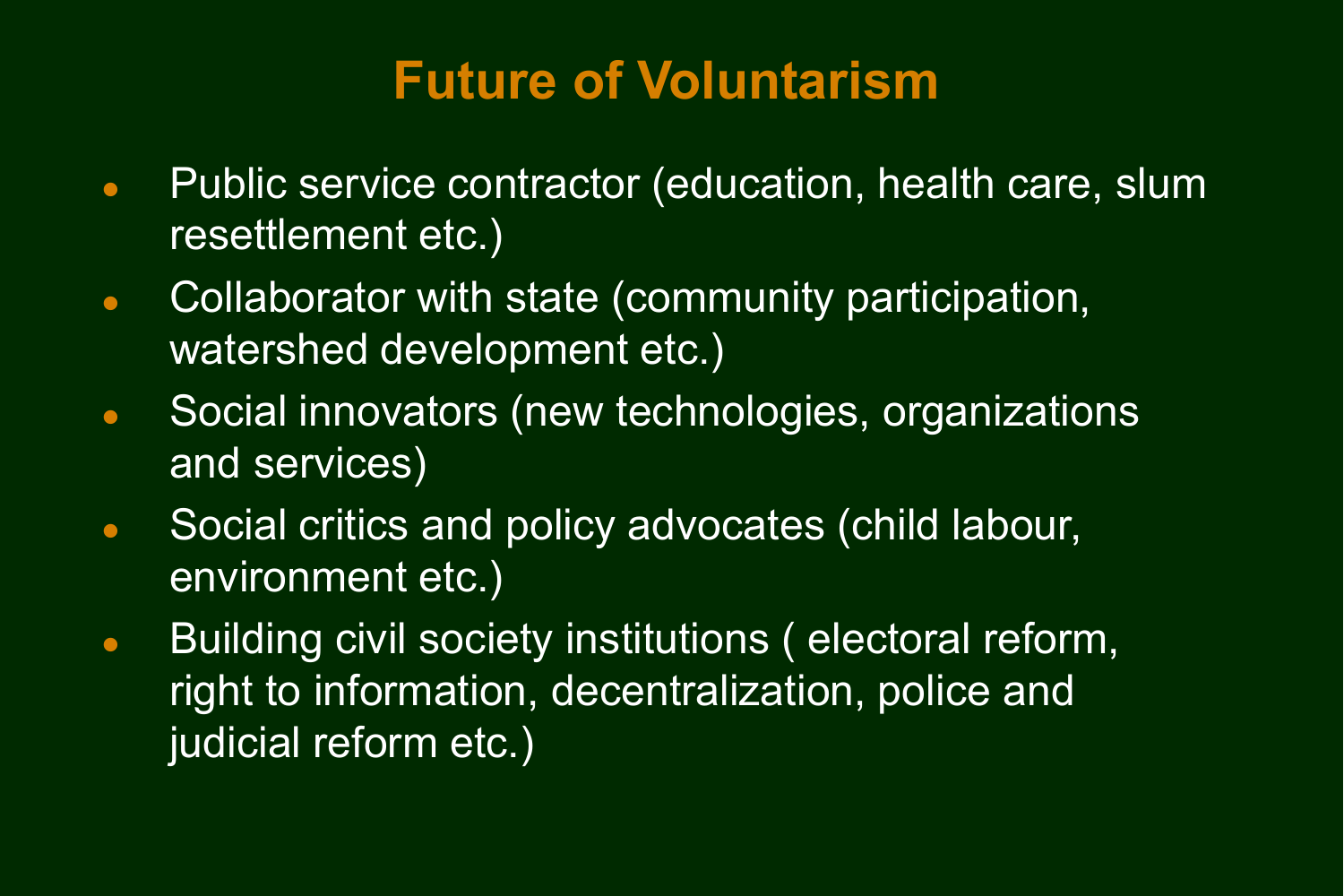# Future of Voluntarism

- Public service contractor (education, health care, slum resettlement etc.)
- Collaborator with state (community participation, watershed development etc.)
- Social innovators (new technologies, organizations and services)
- Social critics and policy advocates (child labour, environment etc.)
- Building civil society institutions ( electoral reform, right to information, decentralization, police and judicial reform etc.)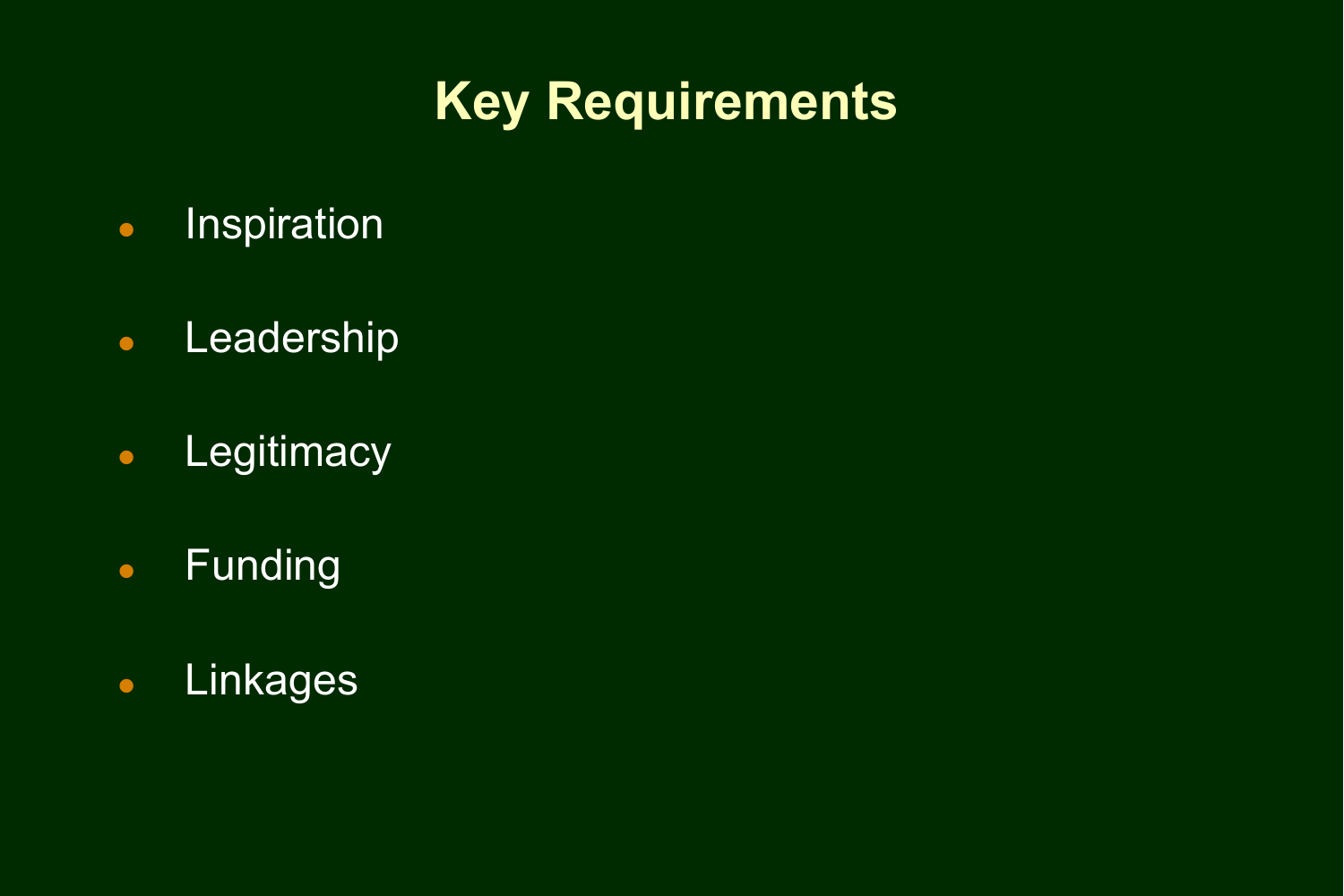# Key Requirements

- Inspiration
- Leadership
- Legitimacy
- Funding
- Linkages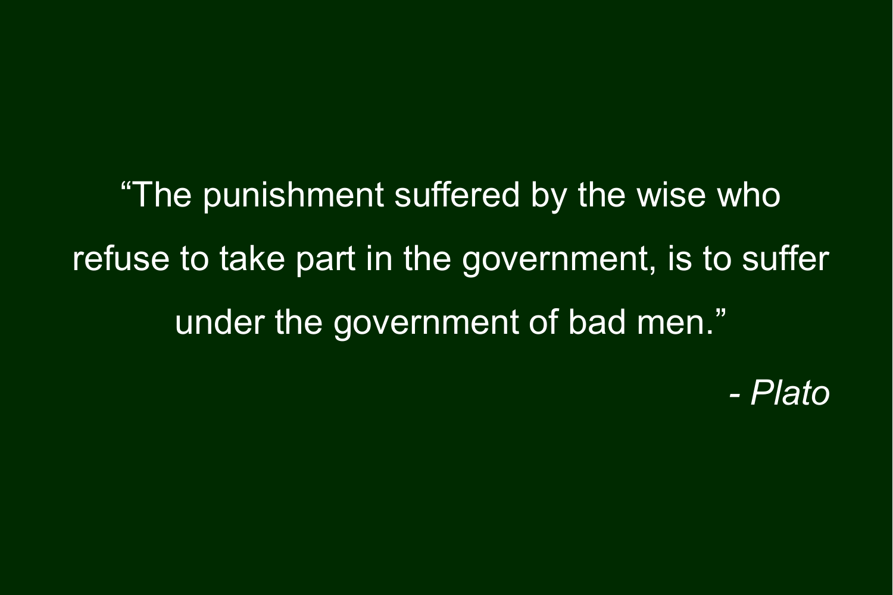"The punishment suffered by the wise who refuse to take part in the government, is to suffer under the government of bad men."

*- Plato*